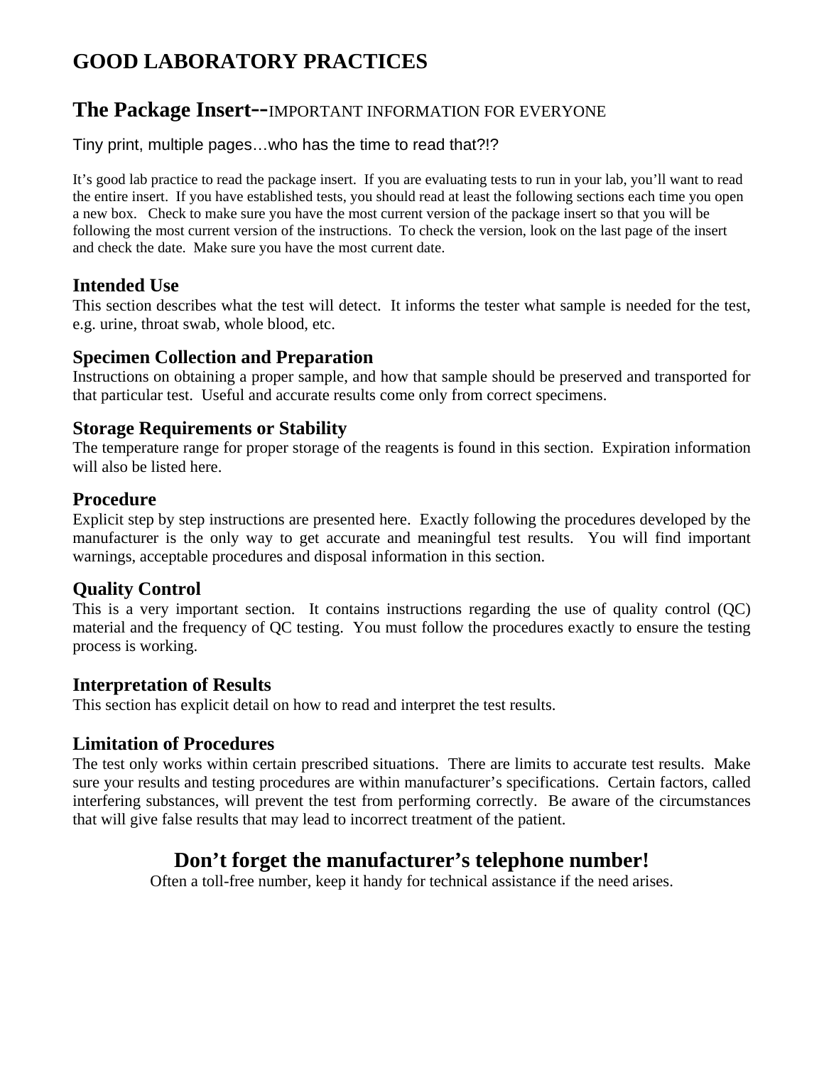# GOOD LABORATORY PRACTICES

## The Package Insert--IMPORTANT INFORMATION FOR EVERYONE

Tiny print, multiple pages…who has the time to read that?!?

It's good lab practice to read the package insert. If you are evaluating tests to run in your lab, you'll want to read the entire insert. If you have established tests, you should read at least the following sections each time you open a new box. Check to make sure you have the most current version of the package insert so that you will be following the most current version of the instructions. To check the version, look on the last page of the insert and check the date. Make sure you have the most current date.

### Intended Use

This section describes what the test will detect. It informs the tester what sample is needed for the test, e.g. urine, throat swab, whole blood, etc.

### Specimen Collection and Preparation

Instructions on obtaining a proper sample, and how that sample should be preserved and transported for that particular test. Useful and accurate results come only from correct specimens.

### Storage Requirements or Stability

The temperature range for proper storage of the reagents is found in this section. Expiration information will also be listed here.

### Procedure

Explicit step by step instructions are presented here. Exactly following the procedures developed by the manufacturer is the only way to get accurate and meaningful test results. You will find important warnings, acceptable procedures and disposal information in this section.

### Quality Control

This is a very important section. It contains instructions regarding the use of quality control (QC) material and the frequency of QC testing. You must follow the procedures exactly to ensure the testing process is working.

### Interpretation of Results

This section has explicit detail on how to read and interpret the test results.

### Limitation of Procedures

The test only works within certain prescribed situations. There are limits to accurate test results. Make sure your results and testing procedures are within manufacturer's specifications. Certain factors, called interfering substances, will prevent the test from performing correctly. Be aware of the circumstances that will give false results that may lead to incorrect treatment of the patient.

## Don't forget the manufacturer's telephone number!

Often a toll-free number, keep it handy for technical assistance if the need arises.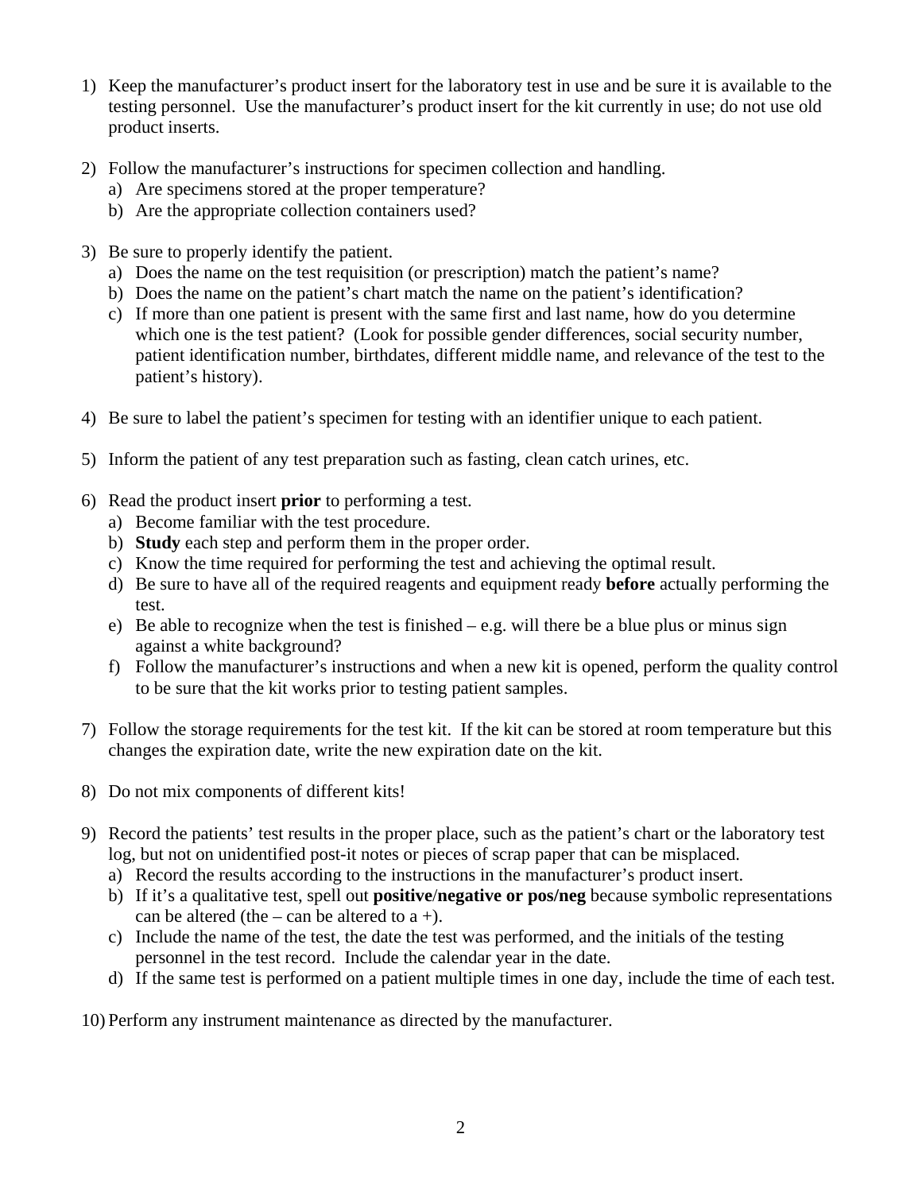1) Keep the manufacturer's product insert for the laboratory test in use and be sure it is available to the testing personnel. Use the manufacturer's product insert for the kit currently in use; do not use old product inserts.

2) Follow the manufacturer's instructions for specimen collection and handling.
   a) Are specimens stored at the proper temperature?
   b) Are the appropriate collection containers used?

3) Be sure to properly identify the patient.
   a) Does the name on the test requisition (or prescription) match the patient's name?
   b) Does the name on the patient's chart match the name on the patient's identification?
   c) If more than one patient is present with the same first and last name, how do you determine which one is the test patient? (Look for possible gender differences, social security number, patient identification number, birthdates, different middle name, and relevance of the test to the patient's history).

4) Be sure to label the patient's specimen for testing with an identifier unique to each patient.

5) Inform the patient of any test preparation such as fasting, clean catch urines, etc.

6) Read the product insert **prior** to performing a test.
   a) Become familiar with the test procedure.
   b) **Study** each step and perform them in the proper order.
   c) Know the time required for performing the test and achieving the optimal result.
   d) Be sure to have all of the required reagents and equipment ready **before** actually performing the test.
   e) Be able to recognize when the test is finished – e.g. will there be a blue plus or minus sign against a white background?
   f) Follow the manufacturer's instructions and when a new kit is opened, perform the quality control to be sure that the kit works prior to testing patient samples.

7) Follow the storage requirements for the test kit. If the kit can be stored at room temperature but this changes the expiration date, write the new expiration date on the kit.

8) Do not mix components of different kits!

9) Record the patients' test results in the proper place, such as the patient's chart or the laboratory test log, but not on unidentified post-it notes or pieces of scrap paper that can be misplaced.
   a) Record the results according to the instructions in the manufacturer's product insert.
   b) If it's a qualitative test, spell out **positive/negative or pos/neg** because symbolic representations can be altered (the – can be altered to a +).
   c) Include the name of the test, the date the test was performed, and the initials of the testing personnel in the test record. Include the calendar year in the date.
   d) If the same test is performed on a patient multiple times in one day, include the time of each test.

10) Perform any instrument maintenance as directed by the manufacturer.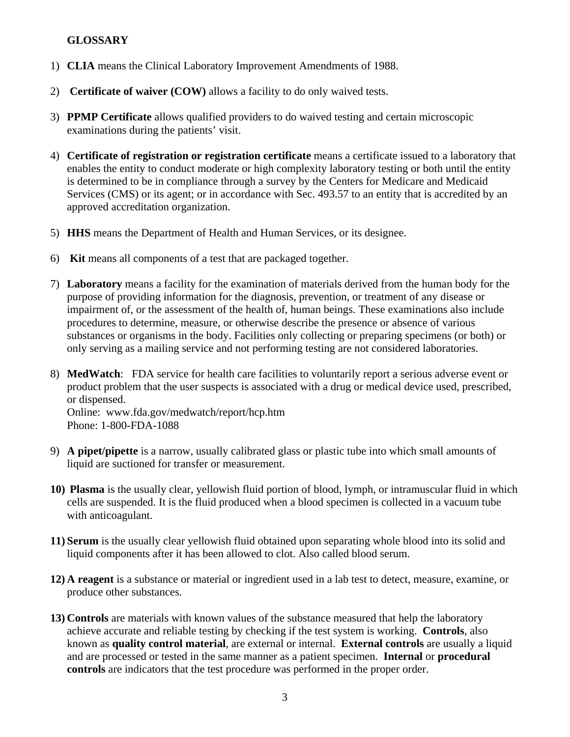## GLOSSARY

1) **CLIA** means the Clinical Laboratory Improvement Amendments of 1988.

2) **Certificate of waiver (COW)** allows a facility to do only waived tests.

3) **PPMP Certificate** allows qualified providers to do waived testing and certain microscopic examinations during the patients' visit.

4) **Certificate of registration or registration certificate** means a certificate issued to a laboratory that enables the entity to conduct moderate or high complexity laboratory testing or both until the entity is determined to be in compliance through a survey by the Centers for Medicare and Medicaid Services (CMS) or its agent; or in accordance with Sec. 493.57 to an entity that is accredited by an approved accreditation organization.

5) **HHS** means the Department of Health and Human Services, or its designee.

6) **Kit** means all components of a test that are packaged together.

7) **Laboratory** means a facility for the examination of materials derived from the human body for the purpose of providing information for the diagnosis, prevention, or treatment of any disease or impairment of, or the assessment of the health of, human beings. These examinations also include procedures to determine, measure, or otherwise describe the presence or absence of various substances or organisms in the body. Facilities only collecting or preparing specimens (or both) or only serving as a mailing service and not performing testing are not considered laboratories.

8) **MedWatch**: FDA service for health care facilities to voluntarily report a serious adverse event or product problem that the user suspects is associated with a drug or medical device used, prescribed, or dispensed.
   Online: www.fda.gov/medwatch/report/hcp.htm
   Phone: 1-800-FDA-1088

9) **A pipet/pipette** is a narrow, usually calibrated glass or plastic tube into which small amounts of liquid are suctioned for transfer or measurement.

10) **Plasma** is the usually clear, yellowish fluid portion of blood, lymph, or intramuscular fluid in which cells are suspended. It is the fluid produced when a blood specimen is collected in a vacuum tube with anticoagulant.

11) **Serum** is the usually clear yellowish fluid obtained upon separating whole blood into its solid and liquid components after it has been allowed to clot. Also called blood serum.

12) **A reagent** is a substance or material or ingredient used in a lab test to detect, measure, examine, or produce other substances.

13) **Controls** are materials with known values of the substance measured that help the laboratory achieve accurate and reliable testing by checking if the test system is working. **Controls**, also known as **quality control material**, are external or internal. **External controls** are usually a liquid and are processed or tested in the same manner as a patient specimen. **Internal** or **procedural controls** are indicators that the test procedure was performed in the proper order.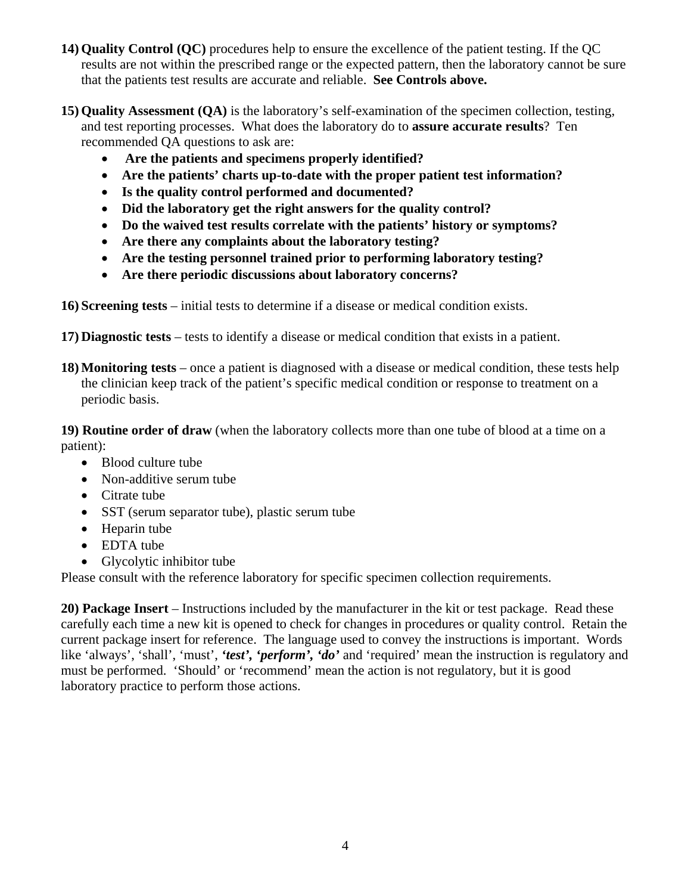14) **Quality Control (QC)** procedures help to ensure the excellence of the patient testing. If the QC results are not within the prescribed range or the expected pattern, then the laboratory cannot be sure that the patients test results are accurate and reliable. **See Controls above.**

15) **Quality Assessment (QA)** is the laboratory's self-examination of the specimen collection, testing, and test reporting processes. What does the laboratory do to **assure accurate results**? Ten recommended QA questions to ask are:

- **Are the patients and specimens properly identified?**
- **Are the patients' charts up-to-date with the proper patient test information?**
- **Is the quality control performed and documented?**
- **Did the laboratory get the right answers for the quality control?**
- **Do the waived test results correlate with the patients' history or symptoms?**
- **Are there any complaints about the laboratory testing?**
- **Are the testing personnel trained prior to performing laboratory testing?**
- **Are there periodic discussions about laboratory concerns?**

16) **Screening tests** – initial tests to determine if a disease or medical condition exists.

17) **Diagnostic tests** – tests to identify a disease or medical condition that exists in a patient.

18) **Monitoring tests** – once a patient is diagnosed with a disease or medical condition, these tests help the clinician keep track of the patient's specific medical condition or response to treatment on a periodic basis.

**19) Routine order of draw** (when the laboratory collects more than one tube of blood at a time on a patient):

- Blood culture tube
- Non-additive serum tube
- Citrate tube
- SST (serum separator tube), plastic serum tube
- Heparin tube
- EDTA tube
- Glycolytic inhibitor tube

Please consult with the reference laboratory for specific specimen collection requirements.

**20) Package Insert** – Instructions included by the manufacturer in the kit or test package. Read these carefully each time a new kit is opened to check for changes in procedures or quality control. Retain the current package insert for reference. The language used to convey the instructions is important. Words like 'always', 'shall', 'must', ***'test', 'perform', 'do'*** and 'required' mean the instruction is regulatory and must be performed. 'Should' or 'recommend' mean the action is not regulatory, but it is good laboratory practice to perform those actions.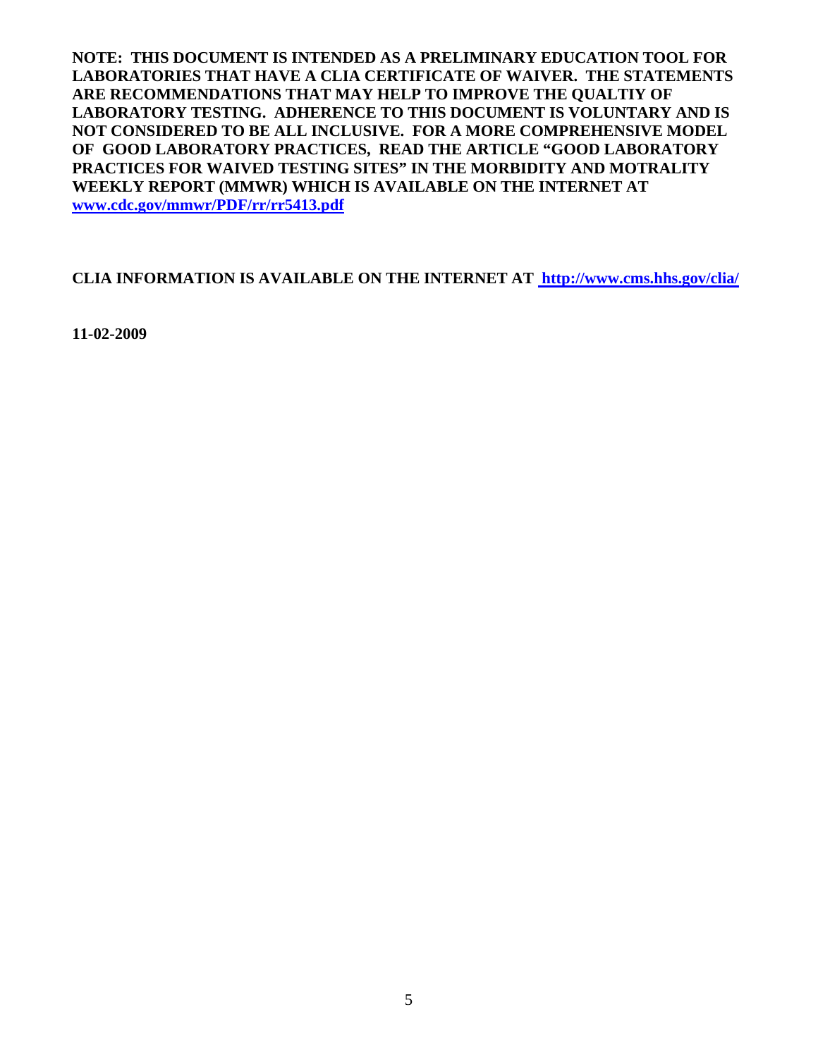**NOTE: THIS DOCUMENT IS INTENDED AS A PRELIMINARY EDUCATION TOOL FOR LABORATORIES THAT HAVE A CLIA CERTIFICATE OF WAIVER. THE STATEMENTS ARE RECOMMENDATIONS THAT MAY HELP TO IMPROVE THE QUALTIY OF LABORATORY TESTING. ADHERENCE TO THIS DOCUMENT IS VOLUNTARY AND IS NOT CONSIDERED TO BE ALL INCLUSIVE. FOR A MORE COMPREHENSIVE MODEL OF GOOD LABORATORY PRACTICES, READ THE ARTICLE "GOOD LABORATORY PRACTICES FOR WAIVED TESTING SITES" IN THE MORBIDITY AND MOTRALITY WEEKLY REPORT (MMWR) WHICH IS AVAILABLE ON THE INTERNET AT [www.cdc.gov/mmwr/PDF/rr/rr5413.pdf](www.cdc.gov/mmwr/PDF/rr/rr5413.pdf)**

**CLIA INFORMATION IS AVAILABLE ON THE INTERNET AT [http://www.cms.hhs.gov/clia/](http://www.cms.hhs.gov/clia/)**

**11-02-2009**